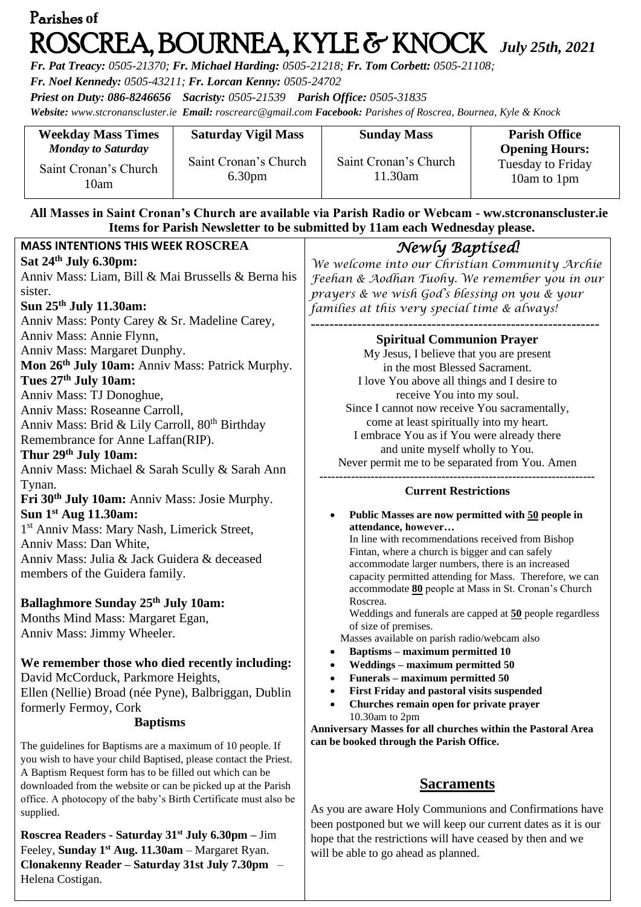# Parishes of ROSCREA, BOURNEA, KYLE & KNOCK *July 25th, 2021*

*Fr. Pat Treacy: 0505-21370; Fr. Michael Harding: 0505-21218; Fr. Tom Corbett: 0505-21108;*
*Fr. Noel Kennedy: 0505-43211; Fr. Lorcan Kenny: 0505-24702*
*Priest on Duty: 086-8246656 Sacristy: 0505-21539 Parish Office: 0505-31835*
*Website: www.stcronanscluster.ie Email: roscrearc@gmail.com Facebook: Parishes of Roscrea, Bournea, Kyle & Knock*

| **Weekday Mass Times** *Monday to Saturday* | **Saturday Vigil Mass** | **Sunday Mass** | **Parish Office Opening Hours:** |
|---|---|---|---|
| Saint Cronan's Church 10am | Saint Cronan's Church 6.30pm | Saint Cronan's Church 11.30am | Tuesday to Friday 10am to 1pm |

**All Masses in Saint Cronan's Church are available via Parish Radio or Webcam - ww.stcronanscluster.ie**
**Items for Parish Newsletter to be submitted by 11am each Wednesday please.**

## MASS INTENTIONS THIS WEEK ROSCREA

**Sat 24th July 6.30pm:**
Anniv Mass: Liam, Bill & Mai Brussells & Berna his sister.

**Sun 25th July 11.30am:**
Anniv Mass: Ponty Carey & Sr. Madeline Carey,
Anniv Mass: Annie Flynn,
Anniv Mass: Margaret Dunphy.

**Mon 26th July 10am:** Anniv Mass: Patrick Murphy.

**Tues 27th July 10am:**
Anniv Mass: TJ Donoghue,
Anniv Mass: Roseanne Carroll,
Anniv Mass: Brid & Lily Carroll, 80th Birthday Remembrance for Anne Laffan(RIP).

**Thur 29th July 10am:**
Anniv Mass: Michael & Sarah Scully & Sarah Ann Tynan.

**Fri 30th July 10am:** Anniv Mass: Josie Murphy.

**Sun 1st Aug 11.30am:**
1st Anniv Mass: Mary Nash, Limerick Street,
Anniv Mass: Dan White,
Anniv Mass: Julia & Jack Guidera & deceased members of the Guidera family.

**Ballaghmore Sunday 25th July 10am:**
Months Mind Mass: Margaret Egan,
Anniv Mass: Jimmy Wheeler.

**We remember those who died recently including:**
David McCorduck, Parkmore Heights,
Ellen (Nellie) Broad (née Pyne), Balbriggan, Dublin formerly Fermoy, Cork

### Baptisms

The guidelines for Baptisms are a maximum of 10 people. If you wish to have your child Baptised, please contact the Priest. A Baptism Request form has to be filled out which can be downloaded from the website or can be picked up at the Parish office. A photocopy of the baby's Birth Certificate must also be supplied.

**Roscrea Readers - Saturday 31st July 6.30pm –** Jim Feeley, **Sunday 1st Aug. 11.30am** – Margaret Ryan.
**Clonakenny Reader – Saturday 31st July 7.30pm** – Helena Costigan.

## *Newly Baptised!*

*We welcome into our Christian Community Archie Feehan & Aodhan Tuohy. We remember you in our prayers & we wish God's blessing on you & your families at this very special time & always!*

---

### Spiritual Communion Prayer

My Jesus, I believe that you are present
in the most Blessed Sacrament.
I love You above all things and I desire to
receive You into my soul.
Since I cannot now receive You sacramentally,
come at least spiritually into my heart.
I embrace You as if You were already there
and unite myself wholly to You.
Never permit me to be separated from You. Amen

---

### Current Restrictions

- **Public Masses are now permitted with 50 people in attendance, however…**
  In line with recommendations received from Bishop Fintan, where a church is bigger and can safely accommodate larger numbers, there is an increased capacity permitted attending for Mass. Therefore, we can accommodate **80** people at Mass in St. Cronan's Church Roscrea.
  Weddings and funerals are capped at **50** people regardless of size of premises.

Masses available on parish radio/webcam also

- **Baptisms – maximum permitted 10**
- **Weddings – maximum permitted 50**
- **Funerals – maximum permitted 50**
- **First Friday and pastoral visits suspended**
- **Churches remain open for private prayer** 10.30am to 2pm

**Anniversary Masses for all churches within the Pastoral Area can be booked through the Parish Office.**

## Sacraments

As you are aware Holy Communions and Confirmations have been postponed but we will keep our current dates as it is our hope that the restrictions will have ceased by then and we will be able to go ahead as planned.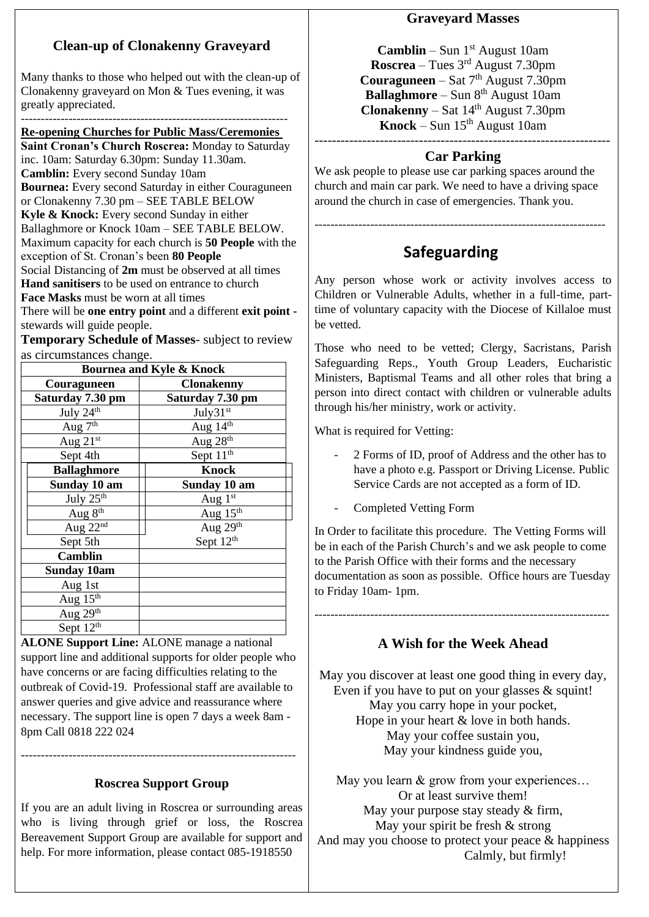## Clean-up of Clonakenny Graveyard

Many thanks to those who helped out with the clean-up of Clonakenny graveyard on Mon & Tues evening, it was greatly appreciated.

---

**Re-opening Churches for Public Mass/Ceremonies**

**Saint Cronan's Church Roscrea:** Monday to Saturday inc. 10am: Saturday 6.30pm: Sunday 11.30am.
**Camblin:** Every second Sunday 10am
**Bournea:** Every second Saturday in either Couraguneen or Clonakenny 7.30 pm – SEE TABLE BELOW
**Kyle & Knock:** Every second Sunday in either Ballaghmore or Knock 10am – SEE TABLE BELOW.
Maximum capacity for each church is **50 People** with the exception of St. Cronan's been **80 People**
Social Distancing of **2m** must be observed at all times
**Hand sanitisers** to be used on entrance to church
**Face Masks** must be worn at all times
There will be **one entry point** and a different **exit point -** stewards will guide people.

**Temporary Schedule of Masses**- subject to review as circumstances change.

| **Bournea and Kyle & Knock** | |
|---|---|
| **Couraguneen** | **Clonakenny** |
| **Saturday 7.30 pm** | **Saturday 7.30 pm** |
| July 24th | July31st |
| Aug 7th | Aug 14th |
| Aug 21st | Aug 28th |
| Sept 4th | Sept 11th |
| **Ballaghmore** | **Knock** |
| **Sunday 10 am** | **Sunday 10 am** |
| July 25th | Aug 1st |
| Aug 8th | Aug 15th |
| Aug 22nd | Aug 29th |
| Sept 5th | Sept 12th |
| **Camblin** | |
| **Sunday 10am** | |
| Aug 1st | |
| Aug 15th | |
| Aug 29th | |
| Sept 12th | |

**ALONE Support Line:** ALONE manage a national support line and additional supports for older people who have concerns or are facing difficulties relating to the outbreak of Covid-19. Professional staff are available to answer queries and give advice and reassurance where necessary. The support line is open 7 days a week 8am - 8pm Call 0818 222 024

---

## Roscrea Support Group

If you are an adult living in Roscrea or surrounding areas who is living through grief or loss, the Roscrea Bereavement Support Group are available for support and help. For more information, please contact 085-1918550

## Graveyard Masses

**Camblin** – Sun 1st August 10am
**Roscrea** – Tues 3rd August 7.30pm
**Couraguneen** – Sat 7th August 7.30pm
**Ballaghmore** – Sun 8th August 10am
**Clonakenny** – Sat 14th August 7.30pm
**Knock** – Sun 15th August 10am

---

## Car Parking

We ask people to please use car parking spaces around the church and main car park. We need to have a driving space around the church in case of emergencies. Thank you.

---

## Safeguarding

Any person whose work or activity involves access to Children or Vulnerable Adults, whether in a full-time, part-time of voluntary capacity with the Diocese of Killaloe must be vetted.

Those who need to be vetted; Clergy, Sacristans, Parish Safeguarding Reps., Youth Group Leaders, Eucharistic Ministers, Baptismal Teams and all other roles that bring a person into direct contact with children or vulnerable adults through his/her ministry, work or activity.

What is required for Vetting:

- 2 Forms of ID, proof of Address and the other has to have a photo e.g. Passport or Driving License. Public Service Cards are not accepted as a form of ID.
- Completed Vetting Form

In Order to facilitate this procedure. The Vetting Forms will be in each of the Parish Church's and we ask people to come to the Parish Office with their forms and the necessary documentation as soon as possible. Office hours are Tuesday to Friday 10am- 1pm.

---

## A Wish for the Week Ahead

May you discover at least one good thing in every day,
Even if you have to put on your glasses & squint!
May you carry hope in your pocket,
Hope in your heart & love in both hands.
May your coffee sustain you,
May your kindness guide you,

May you learn & grow from your experiences…
Or at least survive them!
May your purpose stay steady & firm,
May your spirit be fresh & strong
And may you choose to protect your peace & happiness
Calmly, but firmly!